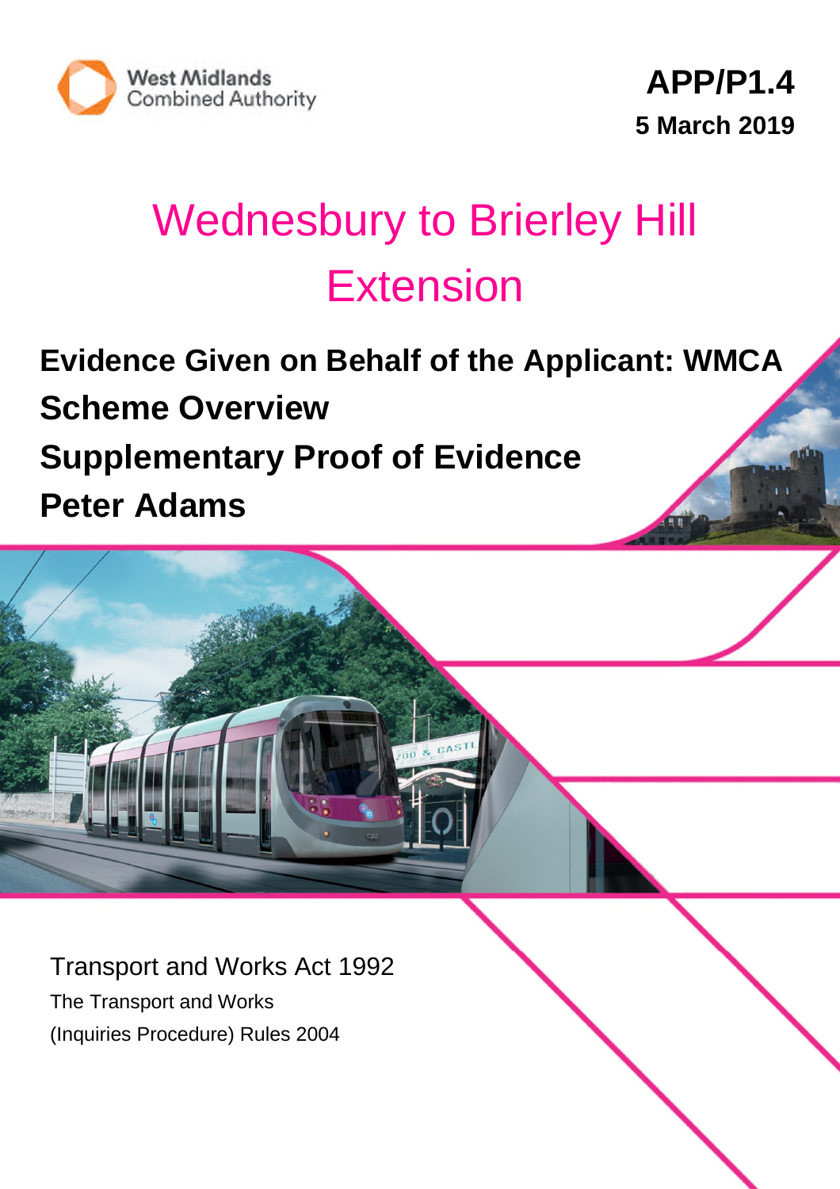West Midlands Combined Authority

**APP/P1.4**

**5 March 2019**

# Wednesbury to Brierley Hill Extension

## Evidence Given on Behalf of the Applicant: WMCA

## Scheme Overview

## Supplementary Proof of Evidence

## Peter Adams

Transport and Works Act 1992

The Transport and Works

(Inquiries Procedure) Rules 2004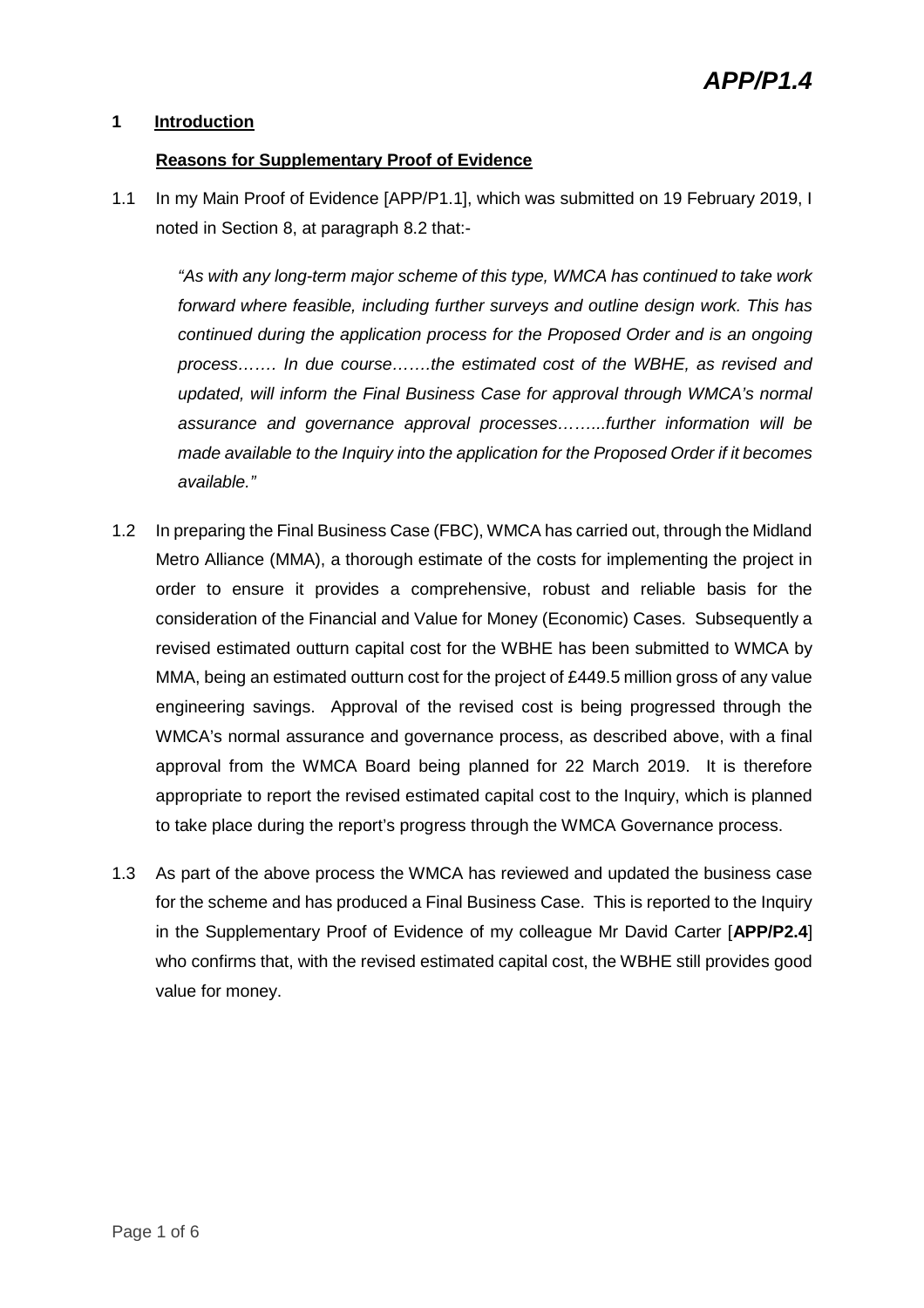## 1 Introduction

### Reasons for Supplementary Proof of Evidence

1.1 In my Main Proof of Evidence [APP/P1.1], which was submitted on 19 February 2019, I noted in Section 8, at paragraph 8.2 that:-

> *"As with any long-term major scheme of this type, WMCA has continued to take work forward where feasible, including further surveys and outline design work. This has continued during the application process for the Proposed Order and is an ongoing process……. In due course…….the estimated cost of the WBHE, as revised and updated, will inform the Final Business Case for approval through WMCA's normal assurance and governance approval processes……...further information will be made available to the Inquiry into the application for the Proposed Order if it becomes available."*

1.2 In preparing the Final Business Case (FBC), WMCA has carried out, through the Midland Metro Alliance (MMA), a thorough estimate of the costs for implementing the project in order to ensure it provides a comprehensive, robust and reliable basis for the consideration of the Financial and Value for Money (Economic) Cases. Subsequently a revised estimated outturn capital cost for the WBHE has been submitted to WMCA by MMA, being an estimated outturn cost for the project of £449.5 million gross of any value engineering savings. Approval of the revised cost is being progressed through the WMCA's normal assurance and governance process, as described above, with a final approval from the WMCA Board being planned for 22 March 2019. It is therefore appropriate to report the revised estimated capital cost to the Inquiry, which is planned to take place during the report's progress through the WMCA Governance process.

1.3 As part of the above process the WMCA has reviewed and updated the business case for the scheme and has produced a Final Business Case. This is reported to the Inquiry in the Supplementary Proof of Evidence of my colleague Mr David Carter [**APP/P2.4**] who confirms that, with the revised estimated capital cost, the WBHE still provides good value for money.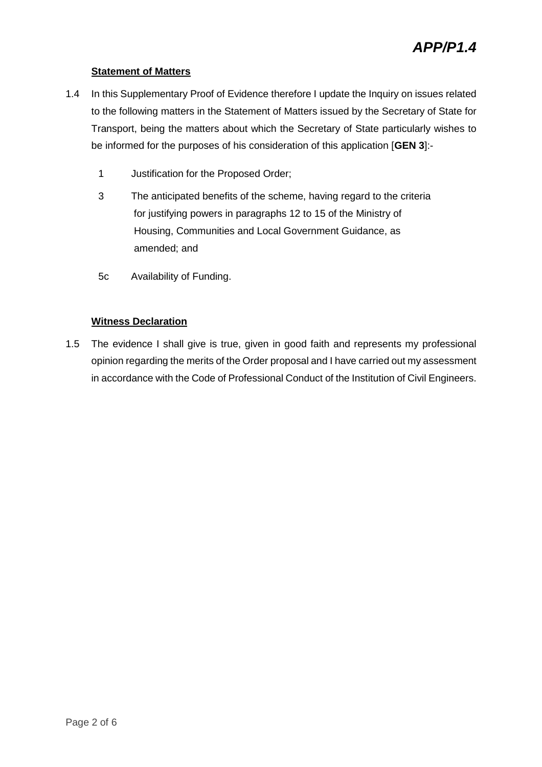### Statement of Matters

1.4 In this Supplementary Proof of Evidence therefore I update the Inquiry on issues related to the following matters in the Statement of Matters issued by the Secretary of State for Transport, being the matters about which the Secretary of State particularly wishes to be informed for the purposes of his consideration of this application [**GEN 3**]:-

- 1 Justification for the Proposed Order;
- 3 The anticipated benefits of the scheme, having regard to the criteria for justifying powers in paragraphs 12 to 15 of the Ministry of Housing, Communities and Local Government Guidance, as amended; and
- 5c Availability of Funding.

### Witness Declaration

1.5 The evidence I shall give is true, given in good faith and represents my professional opinion regarding the merits of the Order proposal and I have carried out my assessment in accordance with the Code of Professional Conduct of the Institution of Civil Engineers.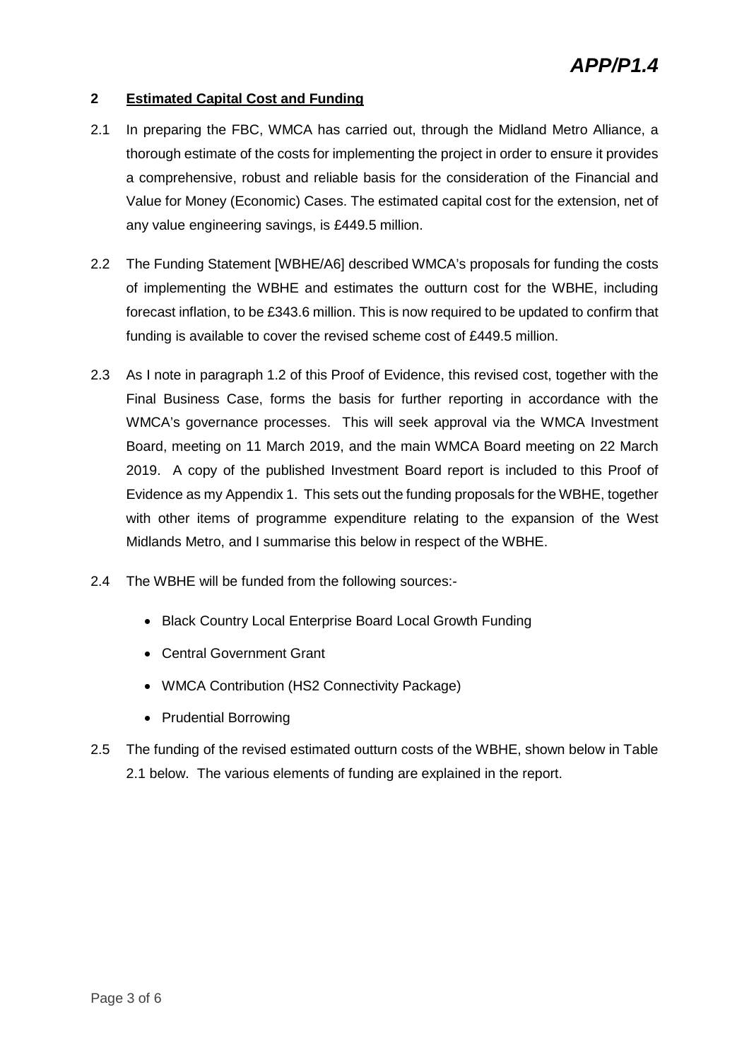## 2 Estimated Capital Cost and Funding

2.1 In preparing the FBC, WMCA has carried out, through the Midland Metro Alliance, a thorough estimate of the costs for implementing the project in order to ensure it provides a comprehensive, robust and reliable basis for the consideration of the Financial and Value for Money (Economic) Cases. The estimated capital cost for the extension, net of any value engineering savings, is £449.5 million.

2.2 The Funding Statement [WBHE/A6] described WMCA's proposals for funding the costs of implementing the WBHE and estimates the outturn cost for the WBHE, including forecast inflation, to be £343.6 million. This is now required to be updated to confirm that funding is available to cover the revised scheme cost of £449.5 million.

2.3 As I note in paragraph 1.2 of this Proof of Evidence, this revised cost, together with the Final Business Case, forms the basis for further reporting in accordance with the WMCA's governance processes. This will seek approval via the WMCA Investment Board, meeting on 11 March 2019, and the main WMCA Board meeting on 22 March 2019. A copy of the published Investment Board report is included to this Proof of Evidence as my Appendix 1. This sets out the funding proposals for the WBHE, together with other items of programme expenditure relating to the expansion of the West Midlands Metro, and I summarise this below in respect of the WBHE.

2.4 The WBHE will be funded from the following sources:-

- Black Country Local Enterprise Board Local Growth Funding
- Central Government Grant
- WMCA Contribution (HS2 Connectivity Package)
- Prudential Borrowing

2.5 The funding of the revised estimated outturn costs of the WBHE, shown below in Table 2.1 below. The various elements of funding are explained in the report.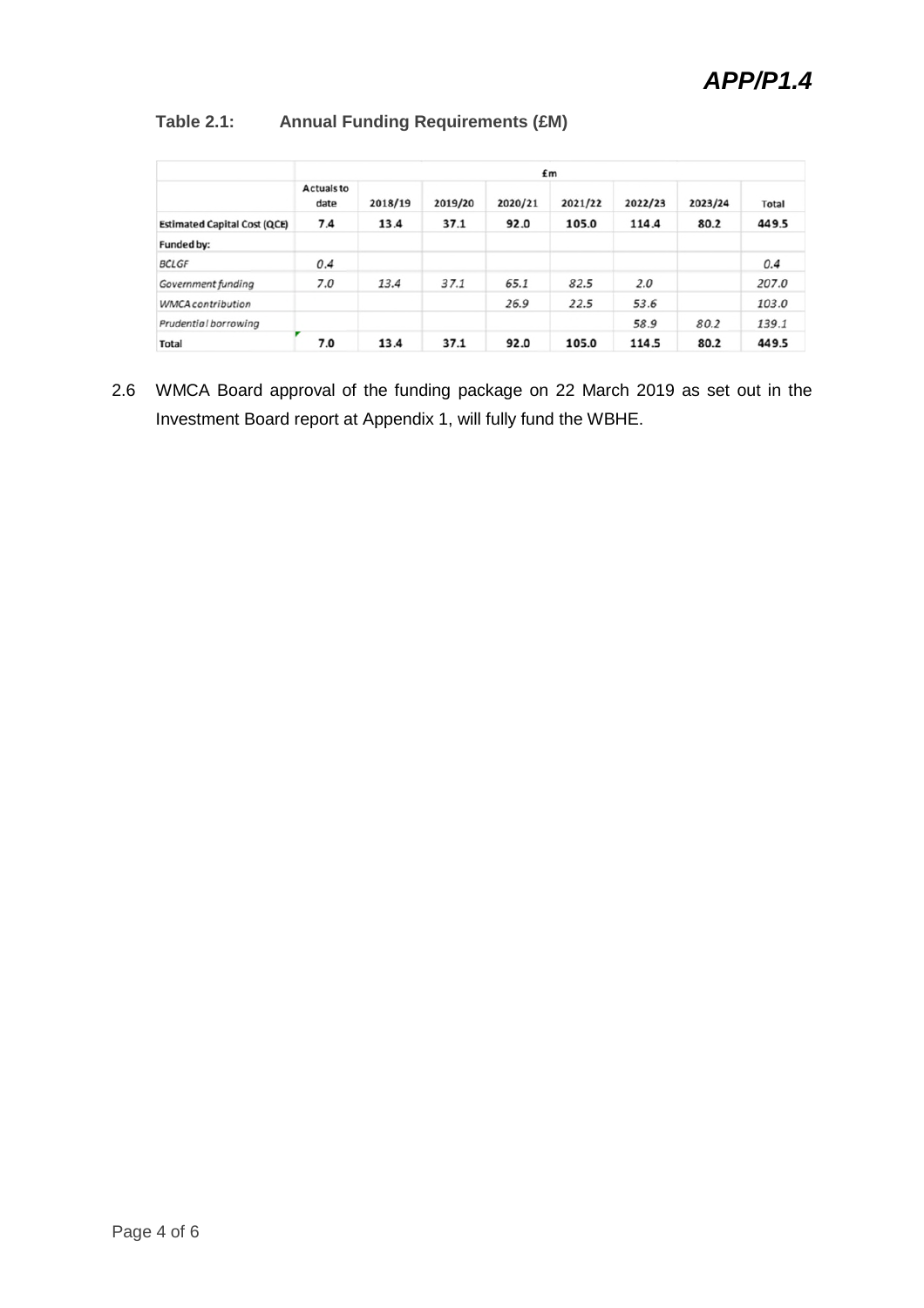**APP/P1.4**

**Table 2.1: Annual Funding Requirements (£M)**

| | £m | | | | | | | |
|---|---|---|---|---|---|---|---|---|
| | Actuals to date | 2018/19 | 2019/20 | 2020/21 | 2021/22 | 2022/23 | 2023/24 | Total |
| **Estimated Capital Cost (QCE)** | **7.4** | **13.4** | **37.1** | **92.0** | **105.0** | **114.4** | **80.2** | **449.5** |
| **Funded by:** | | | | | | | | |
| *BCLGF* | *0.4* | | | | | | | *0.4* |
| *Government funding* | *7.0* | *13.4* | *37.1* | *65.1* | *82.5* | *2.0* | | *207.0* |
| *WMCA contribution* | | | | *26.9* | *22.5* | *53.6* | | *103.0* |
| *Prudential borrowing* | | | | | | *58.9* | *80.2* | *139.1* |
| **Total** | **7.0** | **13.4** | **37.1** | **92.0** | **105.0** | **114.5** | **80.2** | **449.5** |

2.6 WMCA Board approval of the funding package on 22 March 2019 as set out in the Investment Board report at Appendix 1, will fully fund the WBHE.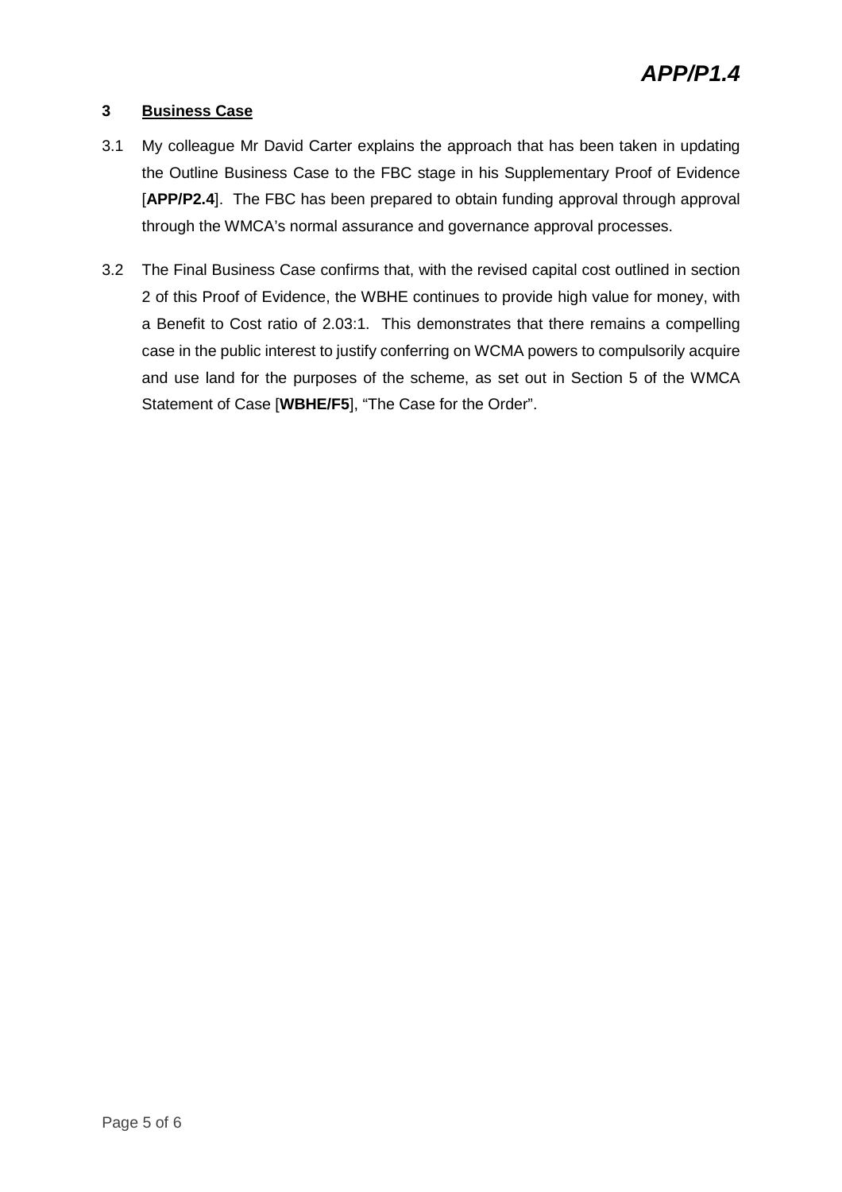## 3 Business Case

3.1 My colleague Mr David Carter explains the approach that has been taken in updating the Outline Business Case to the FBC stage in his Supplementary Proof of Evidence [**APP/P2.4**]. The FBC has been prepared to obtain funding approval through approval through the WMCA's normal assurance and governance approval processes.

3.2 The Final Business Case confirms that, with the revised capital cost outlined in section 2 of this Proof of Evidence, the WBHE continues to provide high value for money, with a Benefit to Cost ratio of 2.03:1. This demonstrates that there remains a compelling case in the public interest to justify conferring on WCMA powers to compulsorily acquire and use land for the purposes of the scheme, as set out in Section 5 of the WMCA Statement of Case [**WBHE/F5**], "The Case for the Order".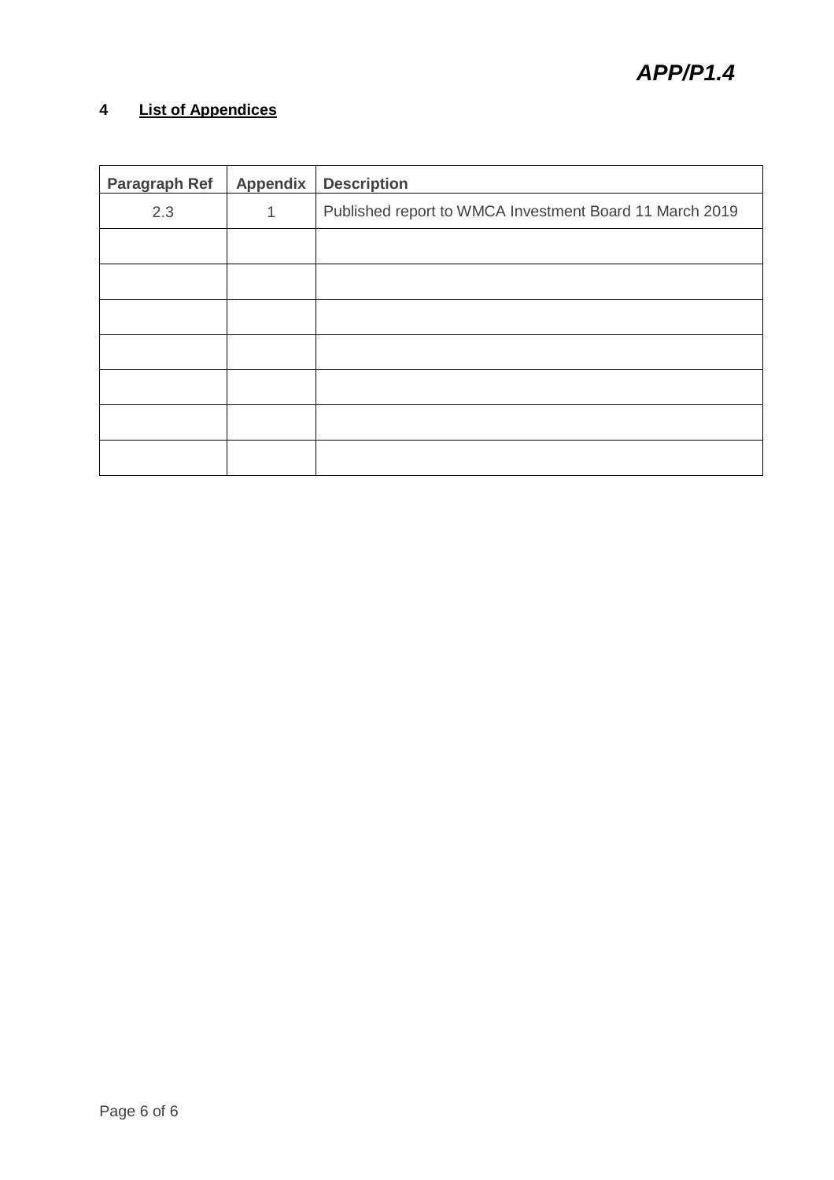APP/P1.4

## 4 List of Appendices

| Paragraph Ref | Appendix | Description |
|---|---|---|
| 2.3 | 1 | Published report to WMCA Investment Board 11 March 2019 |
| | | |
| | | |
| | | |
| | | |
| | | |
| | | |
| | | |